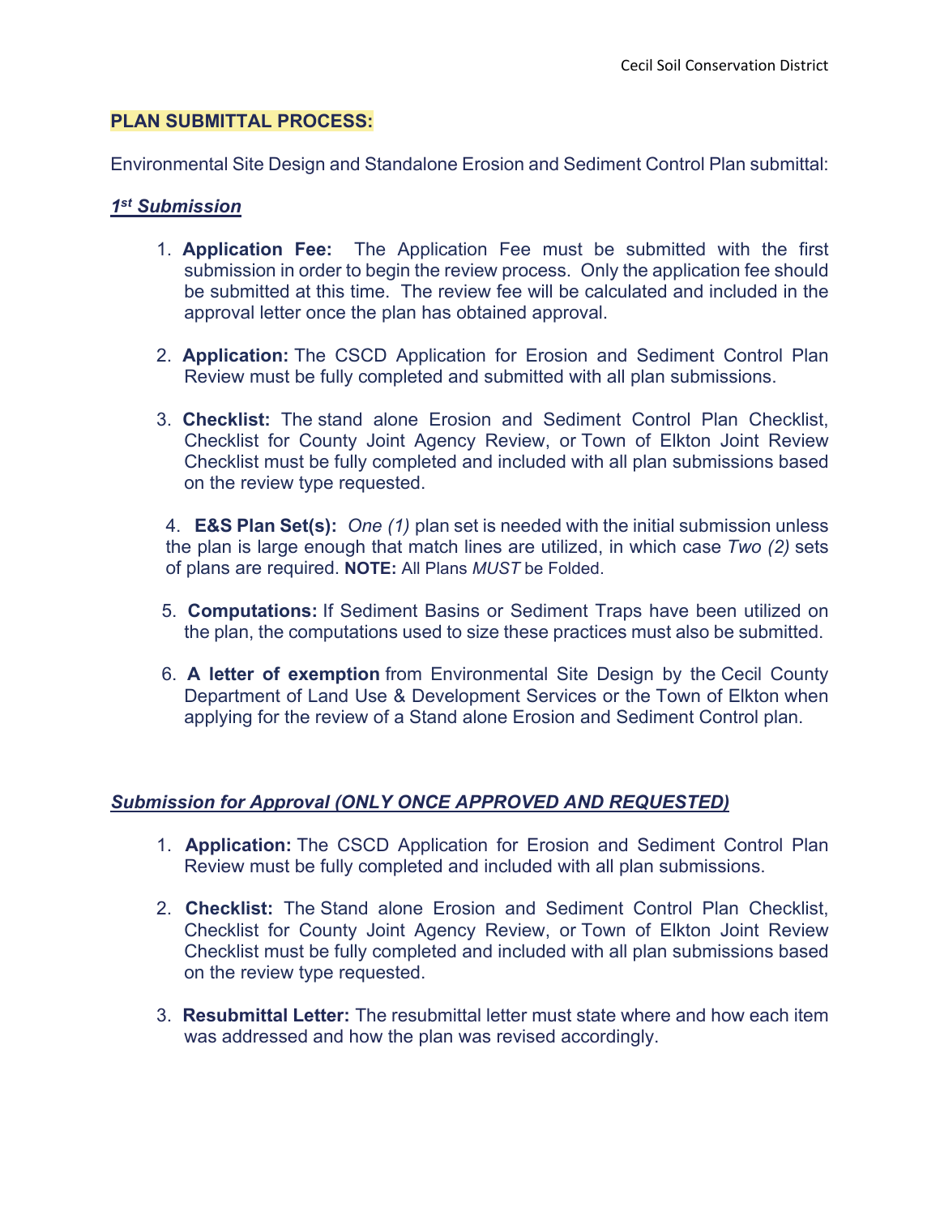## PLAN SUBMITTAL PROCESS:

Environmental Site Design and Standalone Erosion and Sediment Control Plan submittal:

### ***1st Submission***

1. **Application Fee:** The Application Fee must be submitted with the first submission in order to begin the review process. Only the application fee should be submitted at this time. The review fee will be calculated and included in the approval letter once the plan has obtained approval.

2. **Application:** The CSCD Application for Erosion and Sediment Control Plan Review must be fully completed and submitted with all plan submissions.

3. **Checklist:** The stand alone Erosion and Sediment Control Plan Checklist, Checklist for County Joint Agency Review, or Town of Elkton Joint Review Checklist must be fully completed and included with all plan submissions based on the review type requested.

4. **E&S Plan Set(s):** *One (1)* plan set is needed with the initial submission unless the plan is large enough that match lines are utilized, in which case *Two (2)* sets of plans are required. **NOTE:** All Plans *MUST* be Folded.

5. **Computations:** If Sediment Basins or Sediment Traps have been utilized on the plan, the computations used to size these practices must also be submitted.

6. **A letter of exemption** from Environmental Site Design by the Cecil County Department of Land Use & Development Services or the Town of Elkton when applying for the review of a Stand alone Erosion and Sediment Control plan.

### ***Submission for Approval (ONLY ONCE APPROVED AND REQUESTED)***

1. **Application:** The CSCD Application for Erosion and Sediment Control Plan Review must be fully completed and included with all plan submissions.

2. **Checklist:** The Stand alone Erosion and Sediment Control Plan Checklist, Checklist for County Joint Agency Review, or Town of Elkton Joint Review Checklist must be fully completed and included with all plan submissions based on the review type requested.

3. **Resubmittal Letter:** The resubmittal letter must state where and how each item was addressed and how the plan was revised accordingly.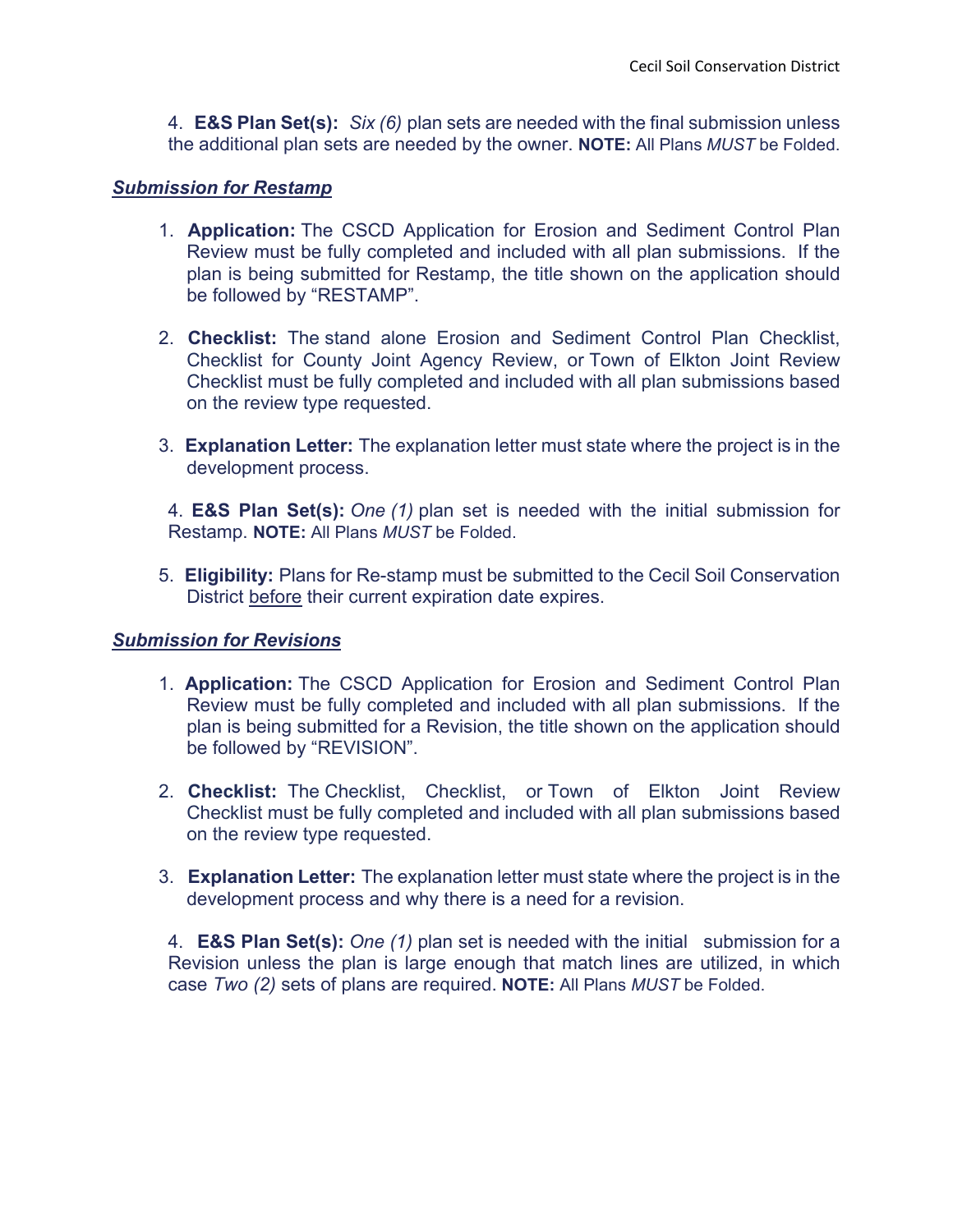4. **E&S Plan Set(s):** *Six (6)* plan sets are needed with the final submission unless the additional plan sets are needed by the owner. **NOTE:** All Plans *MUST* be Folded.

***Submission for Restamp***

1. **Application:** The CSCD Application for Erosion and Sediment Control Plan Review must be fully completed and included with all plan submissions. If the plan is being submitted for Restamp, the title shown on the application should be followed by "RESTAMP".

2. **Checklist:** The stand alone Erosion and Sediment Control Plan Checklist, Checklist for County Joint Agency Review, or Town of Elkton Joint Review Checklist must be fully completed and included with all plan submissions based on the review type requested.

3. **Explanation Letter:** The explanation letter must state where the project is in the development process.

4. **E&S Plan Set(s):** *One (1)* plan set is needed with the initial submission for Restamp. **NOTE:** All Plans *MUST* be Folded.

5. **Eligibility:** Plans for Re-stamp must be submitted to the Cecil Soil Conservation District before their current expiration date expires.

***Submission for Revisions***

1. **Application:** The CSCD Application for Erosion and Sediment Control Plan Review must be fully completed and included with all plan submissions. If the plan is being submitted for a Revision, the title shown on the application should be followed by "REVISION".

2. **Checklist:** The Checklist, Checklist, or Town of Elkton Joint Review Checklist must be fully completed and included with all plan submissions based on the review type requested.

3. **Explanation Letter:** The explanation letter must state where the project is in the development process and why there is a need for a revision.

4. **E&S Plan Set(s):** *One (1)* plan set is needed with the initial submission for a Revision unless the plan is large enough that match lines are utilized, in which case *Two (2)* sets of plans are required. **NOTE:** All Plans *MUST* be Folded.